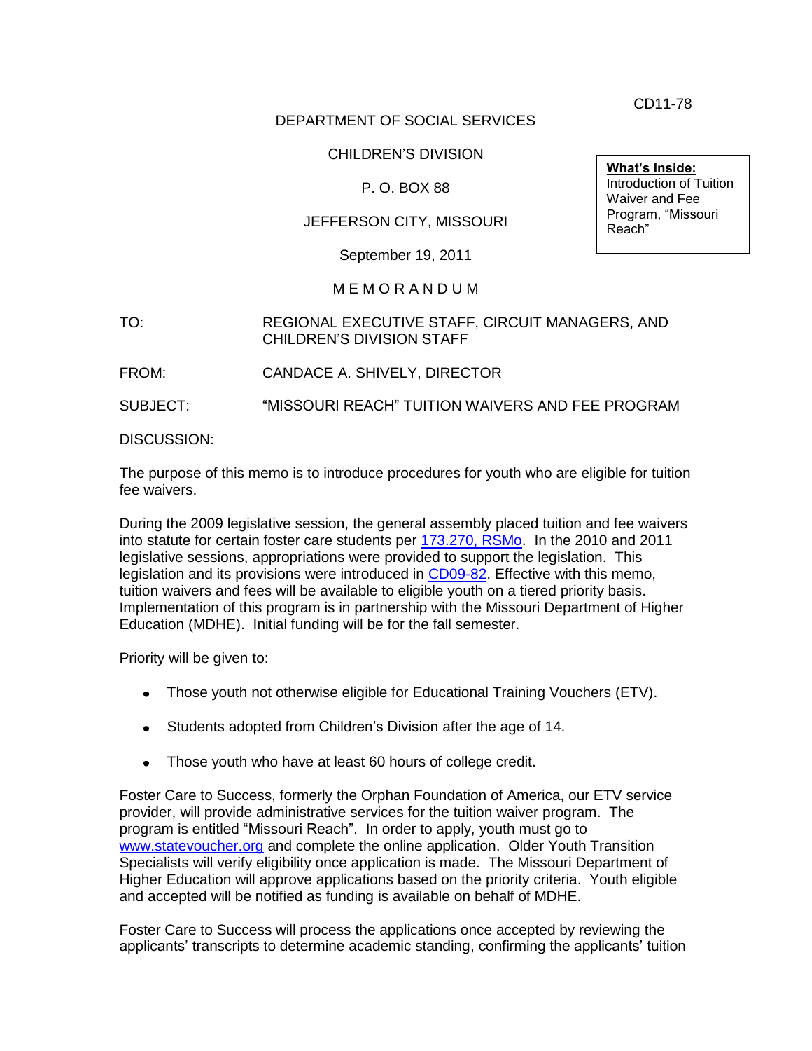CD11-78

DEPARTMENT OF SOCIAL SERVICES

CHILDREN'S DIVISION

P. O. BOX 88

JEFFERSON CITY, MISSOURI

September 19, 2011

**What's Inside:**
Introduction of Tuition Waiver and Fee Program, "Missouri Reach"

M E M O R A N D U M

TO: REGIONAL EXECUTIVE STAFF, CIRCUIT MANAGERS, AND CHILDREN'S DIVISION STAFF

FROM: CANDACE A. SHIVELY, DIRECTOR

SUBJECT: "MISSOURI REACH" TUITION WAIVERS AND FEE PROGRAM

DISCUSSION:

The purpose of this memo is to introduce procedures for youth who are eligible for tuition fee waivers.

During the 2009 legislative session, the general assembly placed tuition and fee waivers into statute for certain foster care students per [173.270, RSMo](). In the 2010 and 2011 legislative sessions, appropriations were provided to support the legislation. This legislation and its provisions were introduced in [CD09-82](). Effective with this memo, tuition waivers and fees will be available to eligible youth on a tiered priority basis. Implementation of this program is in partnership with the Missouri Department of Higher Education (MDHE). Initial funding will be for the fall semester.

Priority will be given to:

- Those youth not otherwise eligible for Educational Training Vouchers (ETV).
- Students adopted from Children's Division after the age of 14.
- Those youth who have at least 60 hours of college credit.

Foster Care to Success, formerly the Orphan Foundation of America, our ETV service provider, will provide administrative services for the tuition waiver program. The program is entitled "Missouri Reach". In order to apply, youth must go to [www.statevoucher.org]() and complete the online application. Older Youth Transition Specialists will verify eligibility once application is made. The Missouri Department of Higher Education will approve applications based on the priority criteria. Youth eligible and accepted will be notified as funding is available on behalf of MDHE.

Foster Care to Success will process the applications once accepted by reviewing the applicants' transcripts to determine academic standing, confirming the applicants' tuition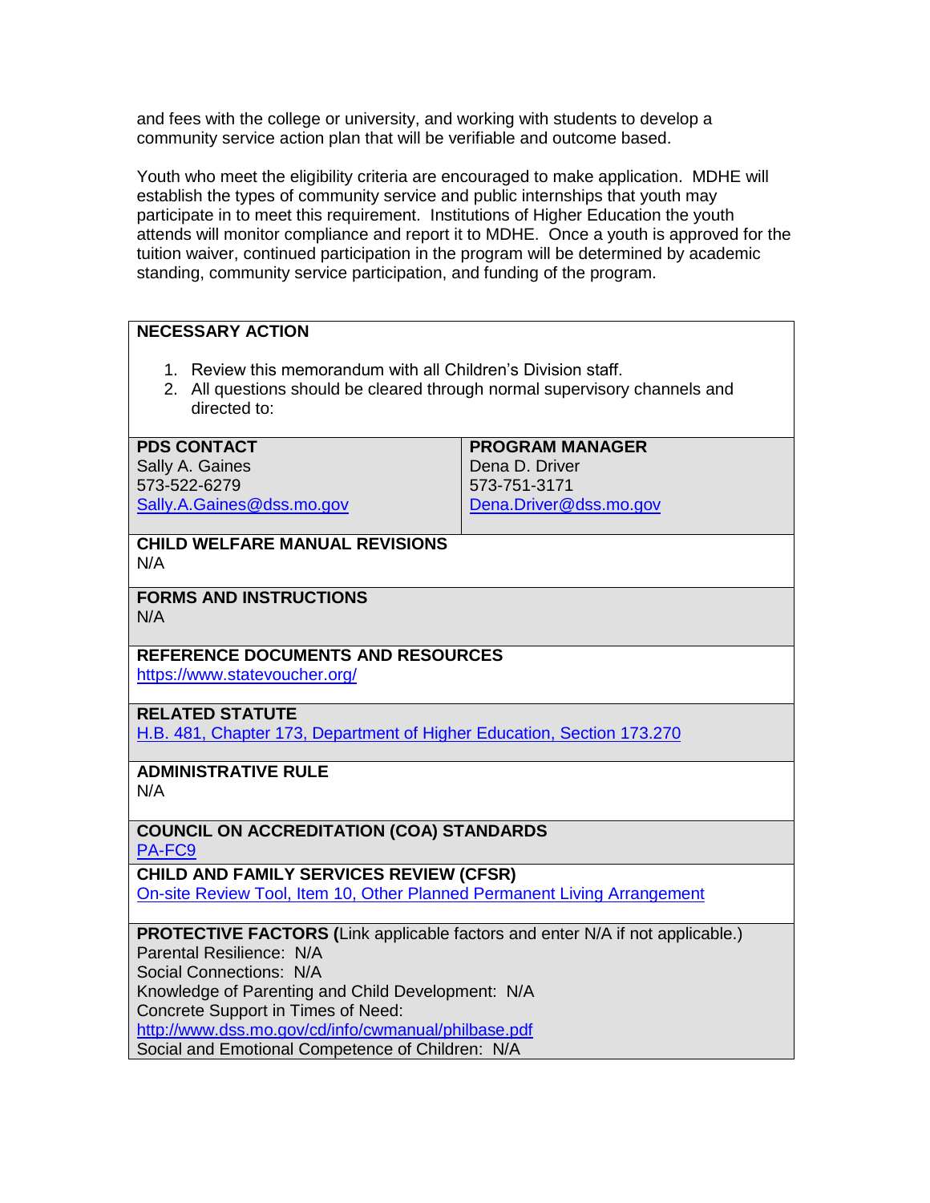and fees with the college or university, and working with students to develop a community service action plan that will be verifiable and outcome based.

Youth who meet the eligibility criteria are encouraged to make application. MDHE will establish the types of community service and public internships that youth may participate in to meet this requirement. Institutions of Higher Education the youth attends will monitor compliance and report it to MDHE. Once a youth is approved for the tuition waiver, continued participation in the program will be determined by academic standing, community service participation, and funding of the program.

**NECESSARY ACTION**

1. Review this memorandum with all Children's Division staff.
2. All questions should be cleared through normal supervisory channels and directed to:

| **PDS CONTACT** | **PROGRAM MANAGER** |
|---|---|
| Sally A. Gaines<br>573-522-6279<br>Sally.A.Gaines@dss.mo.gov | Dena D. Driver<br>573-751-3171<br>Dena.Driver@dss.mo.gov |

**CHILD WELFARE MANUAL REVISIONS**
N/A

**FORMS AND INSTRUCTIONS**
N/A

**REFERENCE DOCUMENTS AND RESOURCES**
https://www.statevoucher.org/

**RELATED STATUTE**
H.B. 481, Chapter 173, Department of Higher Education, Section 173.270

**ADMINISTRATIVE RULE**
N/A

**COUNCIL ON ACCREDITATION (COA) STANDARDS**
PA-FC9

**CHILD AND FAMILY SERVICES REVIEW (CFSR)**
On-site Review Tool, Item 10, Other Planned Permanent Living Arrangement

**PROTECTIVE FACTORS (**Link applicable factors and enter N/A if not applicable.)
Parental Resilience: N/A
Social Connections: N/A
Knowledge of Parenting and Child Development: N/A
Concrete Support in Times of Need:
http://www.dss.mo.gov/cd/info/cwmanual/philbase.pdf
Social and Emotional Competence of Children: N/A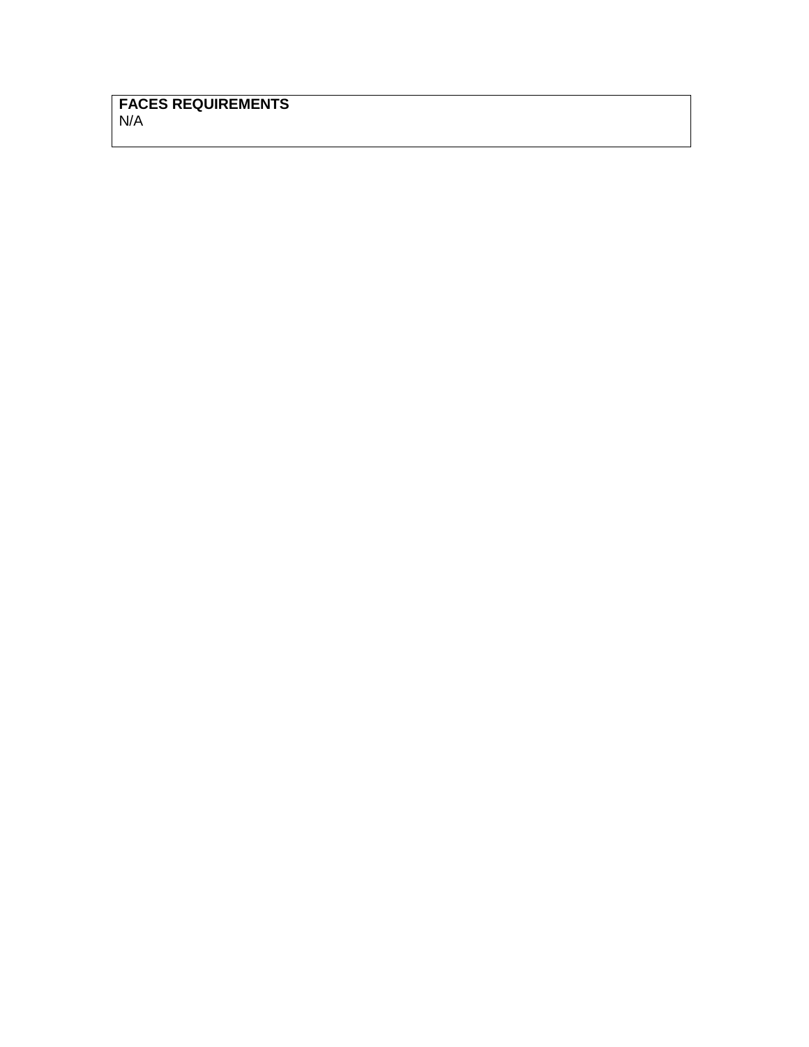**FACES REQUIREMENTS**
N/A